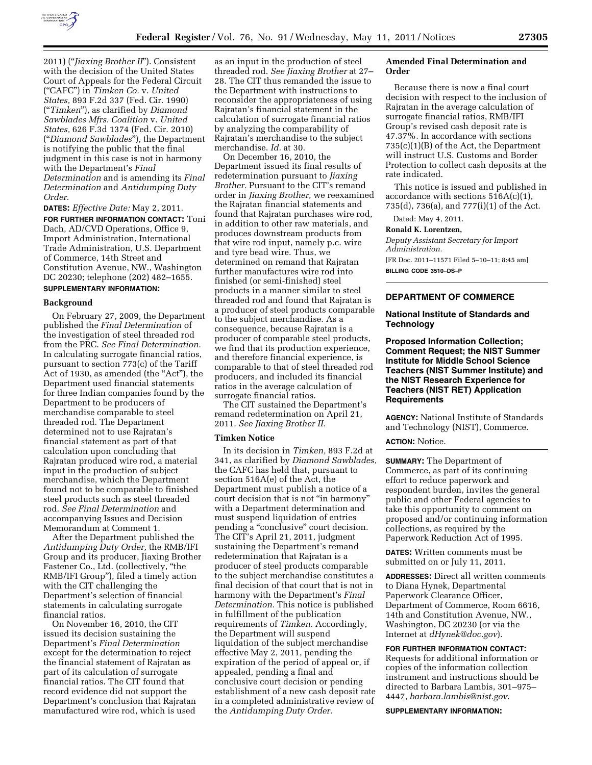2011) ("*Jiaxing Brother II*"). Consistent with the decision of the United States Court of Appeals for the Federal Circuit ("CAFC") in *Timken Co.* v. *United States,* 893 F.2d 337 (Fed. Cir. 1990) ("*Timken*"), as clarified by *Diamond Sawblades Mfrs. Coalition* v. *United States,* 626 F.3d 1374 (Fed. Cir. 2010) ("*Diamond Sawblades*"), the Department is notifying the public that the final judgment in this case is not in harmony with the Department's *Final Determination* and is amending its *Final Determination* and *Antidumping Duty Order.*

**DATES:** *Effective Date:* May 2, 2011.

**FOR FURTHER INFORMATION CONTACT:** Toni Dach, AD/CVD Operations, Office 9, Import Administration, International Trade Administration, U.S. Department of Commerce, 14th Street and Constitution Avenue, NW., Washington DC 20230; telephone (202) 482–1655.

**SUPPLEMENTARY INFORMATION:**

## Background

On February 27, 2009, the Department published the *Final Determination* of the investigation of steel threaded rod from the PRC. *See Final Determination.* In calculating surrogate financial ratios, pursuant to section 773(c) of the Tariff Act of 1930, as amended (the "Act"), the Department used financial statements for three Indian companies found by the Department to be producers of merchandise comparable to steel threaded rod. The Department determined not to use Rajratan's financial statement as part of that calculation upon concluding that Rajratan produced wire rod, a material input in the production of subject merchandise, which the Department found not to be comparable to finished steel products such as steel threaded rod. *See Final Determination* and accompanying Issues and Decision Memorandum at Comment 1.

After the Department published the *Antidumping Duty Order,* the RMB/IFI Group and its producer, Jiaxing Brother Fastener Co., Ltd. (collectively, "the RMB/IFI Group"), filed a timely action with the CIT challenging the Department's selection of financial statements in calculating surrogate financial ratios.

On November 16, 2010, the CIT issued its decision sustaining the Department's *Final Determination* except for the determination to reject the financial statement of Rajratan as part of its calculation of surrogate financial ratios. The CIT found that record evidence did not support the Department's conclusion that Rajratan manufactured wire rod, which is used as an input in the production of steel threaded rod. *See Jiaxing Brother* at 27–28. The CIT thus remanded the issue to the Department with instructions to reconsider the appropriateness of using Rajratan's financial statement in the calculation of surrogate financial ratios by analyzing the comparability of Rajratan's merchandise to the subject merchandise. *Id.* at 30.

On December 16, 2010, the Department issued its final results of redetermination pursuant to *Jiaxing Brother.* Pursuant to the CIT's remand order in *Jiaxing Brother,* we reexamined the Rajratan financial statements and found that Rajratan purchases wire rod, in addition to other raw materials, and produces downstream products from that wire rod input, namely p.c. wire and tyre bead wire. Thus, we determined on remand that Rajratan further manufactures wire rod into finished (or semi-finished) steel products in a manner similar to steel threaded rod and found that Rajratan is a producer of steel products comparable to the subject merchandise. As a consequence, because Rajratan is a producer of comparable steel products, we find that its production experience, and therefore financial experience, is comparable to that of steel threaded rod producers, and included its financial ratios in the average calculation of surrogate financial ratios.

The CIT sustained the Department's remand redetermination on April 21, 2011. *See Jiaxing Brother II.*

## Timken Notice

In its decision in *Timken,* 893 F.2d at 341, as clarified by *Diamond Sawblades,* the CAFC has held that, pursuant to section 516A(e) of the Act, the Department must publish a notice of a court decision that is not "in harmony" with a Department determination and must suspend liquidation of entries pending a "conclusive" court decision. The CIT's April 21, 2011, judgment sustaining the Department's remand redetermination that Rajratan is a producer of steel products comparable to the subject merchandise constitutes a final decision of that court that is not in harmony with the Department's *Final Determination.* This notice is published in fulfillment of the publication requirements of *Timken.* Accordingly, the Department will suspend liquidation of the subject merchandise effective May 2, 2011, pending the expiration of the period of appeal or, if appealed, pending a final and conclusive court decision or pending establishment of a new cash deposit rate in a completed administrative review of the *Antidumping Duty Order.*

## Amended Final Determination and Order

Because there is now a final court decision with respect to the inclusion of Rajratan in the average calculation of surrogate financial ratios, RMB/IFI Group's revised cash deposit rate is 47.37%. In accordance with sections 735(c)(1)(B) of the Act, the Department will instruct U.S. Customs and Border Protection to collect cash deposits at the rate indicated.

This notice is issued and published in accordance with sections 516A(c)(1), 735(d), 736(a), and 777(i)(1) of the Act.

Dated: May 4, 2011.

**Ronald K. Lorentzen,**

*Deputy Assistant Secretary for Import Administration.*

[FR Doc. 2011–11571 Filed 5–10–11; 8:45 am]

**BILLING CODE 3510–DS–P**

---

# DEPARTMENT OF COMMERCE

## National Institute of Standards and Technology

## Proposed Information Collection; Comment Request; the NIST Summer Institute for Middle School Science Teachers (NIST Summer Institute) and the NIST Research Experience for Teachers (NIST RET) Application Requirements

**AGENCY:** National Institute of Standards and Technology (NIST), Commerce.

**ACTION:** Notice.

**SUMMARY:** The Department of Commerce, as part of its continuing effort to reduce paperwork and respondent burden, invites the general public and other Federal agencies to take this opportunity to comment on proposed and/or continuing information collections, as required by the Paperwork Reduction Act of 1995.

**DATES:** Written comments must be submitted on or July 11, 2011.

**ADDRESSES:** Direct all written comments to Diana Hynek, Departmental Paperwork Clearance Officer, Department of Commerce, Room 6616, 14th and Constitution Avenue, NW., Washington, DC 20230 (or via the Internet at *dHynek@doc.gov*).

**FOR FURTHER INFORMATION CONTACT:** Requests for additional information or copies of the information collection instrument and instructions should be directed to Barbara Lambis, 301–975–4447, *barbara.lambis@nist.gov*.

**SUPPLEMENTARY INFORMATION:**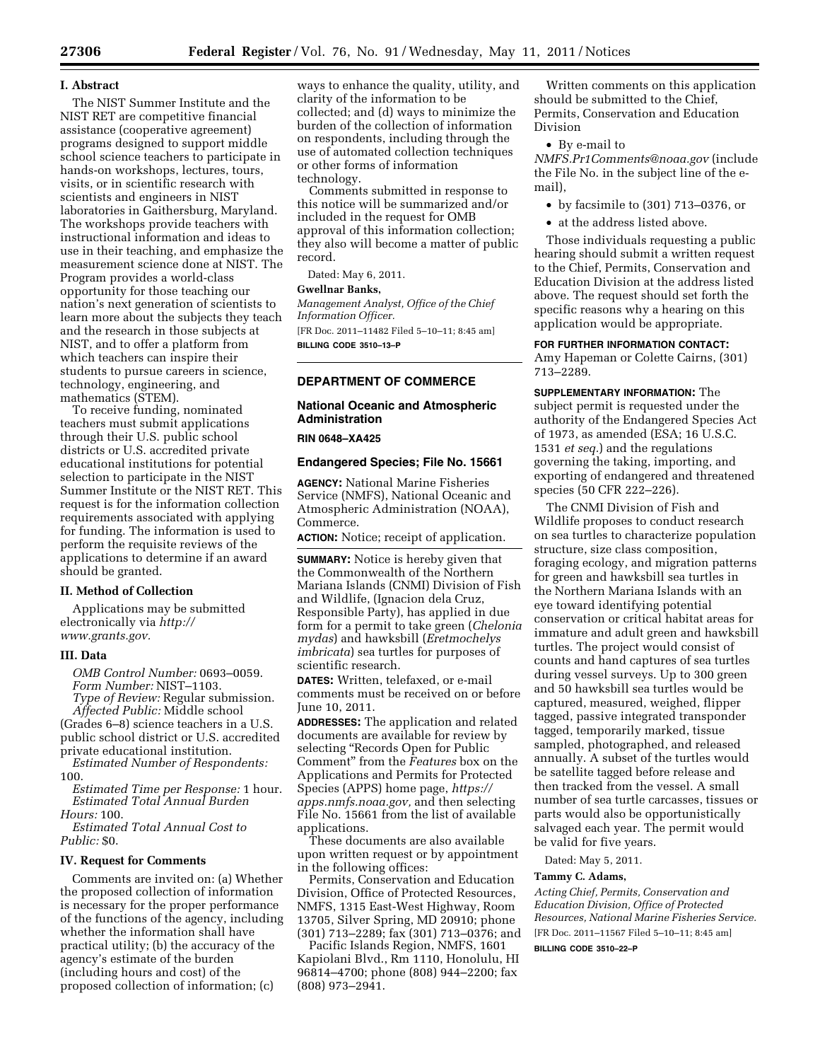## I. Abstract

The NIST Summer Institute and the NIST RET are competitive financial assistance (cooperative agreement) programs designed to support middle school science teachers to participate in hands-on workshops, lectures, tours, visits, or in scientific research with scientists and engineers in NIST laboratories in Gaithersburg, Maryland. The workshops provide teachers with instructional information and ideas to use in their teaching, and emphasize the measurement science done at NIST. The Program provides a world-class opportunity for those teaching our nation's next generation of scientists to learn more about the subjects they teach and the research in those subjects at NIST, and to offer a platform from which teachers can inspire their students to pursue careers in science, technology, engineering, and mathematics (STEM).

To receive funding, nominated teachers must submit applications through their U.S. public school districts or U.S. accredited private educational institutions for potential selection to participate in the NIST Summer Institute or the NIST RET. This request is for the information collection requirements associated with applying for funding. The information is used to perform the requisite reviews of the applications to determine if an award should be granted.

## II. Method of Collection

Applications may be submitted electronically via *http://www.grants.gov.*

## III. Data

*OMB Control Number:* 0693–0059.

*Form Number:* NIST–1103.

*Type of Review:* Regular submission.

*Affected Public:* Middle school (Grades 6–8) science teachers in a U.S. public school district or U.S. accredited private educational institution.

*Estimated Number of Respondents:* 100.

*Estimated Time per Response:* 1 hour.

*Estimated Total Annual Burden Hours:* 100.

*Estimated Total Annual Cost to Public:* $0.

## IV. Request for Comments

Comments are invited on: (a) Whether the proposed collection of information is necessary for the proper performance of the functions of the agency, including whether the information shall have practical utility; (b) the accuracy of the agency's estimate of the burden (including hours and cost) of the proposed collection of information; (c) ways to enhance the quality, utility, and clarity of the information to be collected; and (d) ways to minimize the burden of the collection of information on respondents, including through the use of automated collection techniques or other forms of information technology.

Comments submitted in response to this notice will be summarized and/or included in the request for OMB approval of this information collection; they also will become a matter of public record.

Dated: May 6, 2011.

**Gwellnar Banks,**

*Management Analyst, Office of the Chief Information Officer.*

[FR Doc. 2011–11482 Filed 5–10–11; 8:45 am]

**BILLING CODE 3510–13–P**

---

# DEPARTMENT OF COMMERCE

## National Oceanic and Atmospheric Administration

**RIN 0648–XA425**

## Endangered Species; File No. 15661

**AGENCY:** National Marine Fisheries Service (NMFS), National Oceanic and Atmospheric Administration (NOAA), Commerce.

**ACTION:** Notice; receipt of application.

**SUMMARY:** Notice is hereby given that the Commonwealth of the Northern Mariana Islands (CNMI) Division of Fish and Wildlife, (Ignacion dela Cruz, Responsible Party), has applied in due form for a permit to take green (*Chelonia mydas*) and hawksbill (*Eretmochelys imbricata*) sea turtles for purposes of scientific research.

**DATES:** Written, telefaxed, or e-mail comments must be received on or before June 10, 2011.

**ADDRESSES:** The application and related documents are available for review by selecting "Records Open for Public Comment" from the *Features* box on the Applications and Permits for Protected Species (APPS) home page, *https://apps.nmfs.noaa.gov,* and then selecting File No. 15661 from the list of available applications.

These documents are also available upon written request or by appointment in the following offices:

Permits, Conservation and Education Division, Office of Protected Resources, NMFS, 1315 East-West Highway, Room 13705, Silver Spring, MD 20910; phone (301) 713–2289; fax (301) 713–0376; and

Pacific Islands Region, NMFS, 1601 Kapiolani Blvd., Rm 1110, Honolulu, HI 96814–4700; phone (808) 944–2200; fax (808) 973–2941.

Written comments on this application should be submitted to the Chief, Permits, Conservation and Education Division

- By e-mail to *NMFS.Pr1Comments@noaa.gov* (include the File No. in the subject line of the e-mail),
- by facsimile to (301) 713–0376, or
- at the address listed above.

Those individuals requesting a public hearing should submit a written request to the Chief, Permits, Conservation and Education Division at the address listed above. The request should set forth the specific reasons why a hearing on this application would be appropriate.

**FOR FURTHER INFORMATION CONTACT:** Amy Hapeman or Colette Cairns, (301) 713–2289.

**SUPPLEMENTARY INFORMATION:** The subject permit is requested under the authority of the Endangered Species Act of 1973, as amended (ESA; 16 U.S.C. 1531 *et seq.*) and the regulations governing the taking, importing, and exporting of endangered and threatened species (50 CFR 222–226).

The CNMI Division of Fish and Wildlife proposes to conduct research on sea turtles to characterize population structure, size class composition, foraging ecology, and migration patterns for green and hawksbill sea turtles in the Northern Mariana Islands with an eye toward identifying potential conservation or critical habitat areas for immature and adult green and hawksbill turtles. The project would consist of counts and hand captures of sea turtles during vessel surveys. Up to 300 green and 50 hawksbill sea turtles would be captured, measured, weighed, flipper tagged, passive integrated transponder tagged, temporarily marked, tissue sampled, photographed, and released annually. A subset of the turtles would be satellite tagged before release and then tracked from the vessel. A small number of sea turtle carcasses, tissues or parts would also be opportunistically salvaged each year. The permit would be valid for five years.

Dated: May 5, 2011.

**Tammy C. Adams,**

*Acting Chief, Permits, Conservation and Education Division, Office of Protected Resources, National Marine Fisheries Service.*

[FR Doc. 2011–11567 Filed 5–10–11; 8:45 am]

**BILLING CODE 3510–22–P**